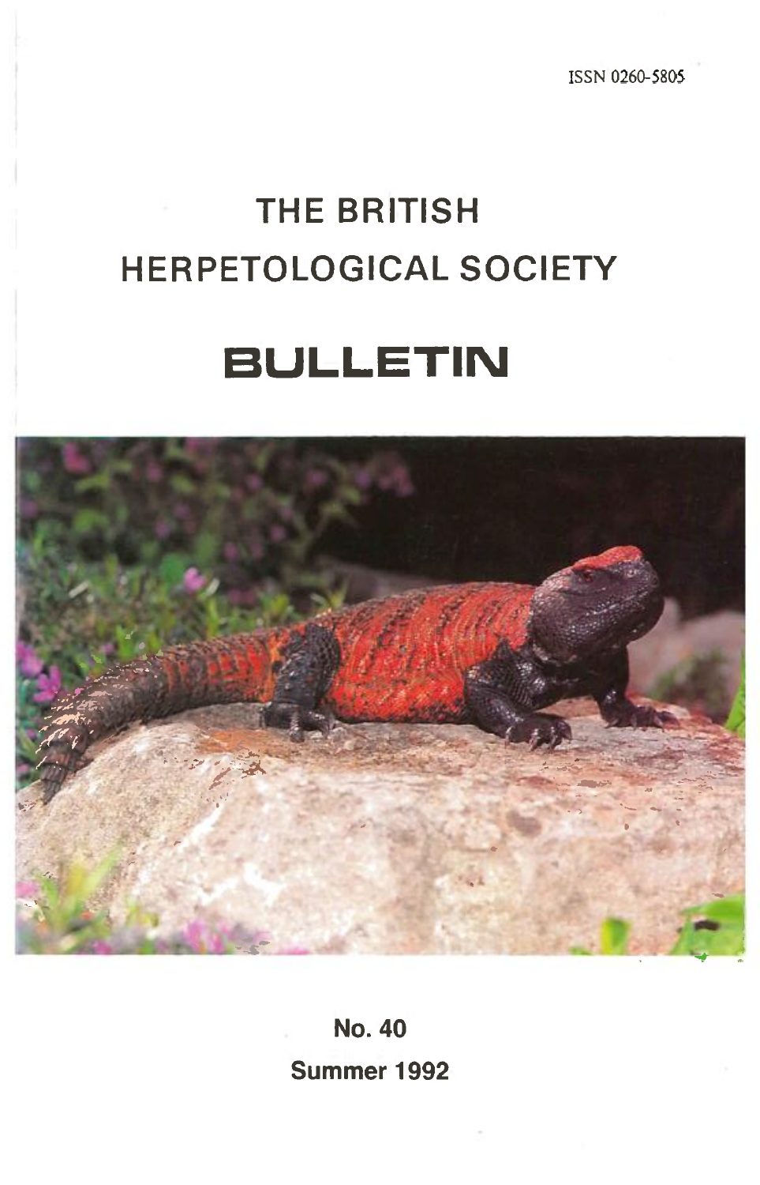ISSN 0260-5805

# THE BRITISH HERPETOLOGICAL SOCIETY

# BULLETIN

**No. 40**

**Summer 1992**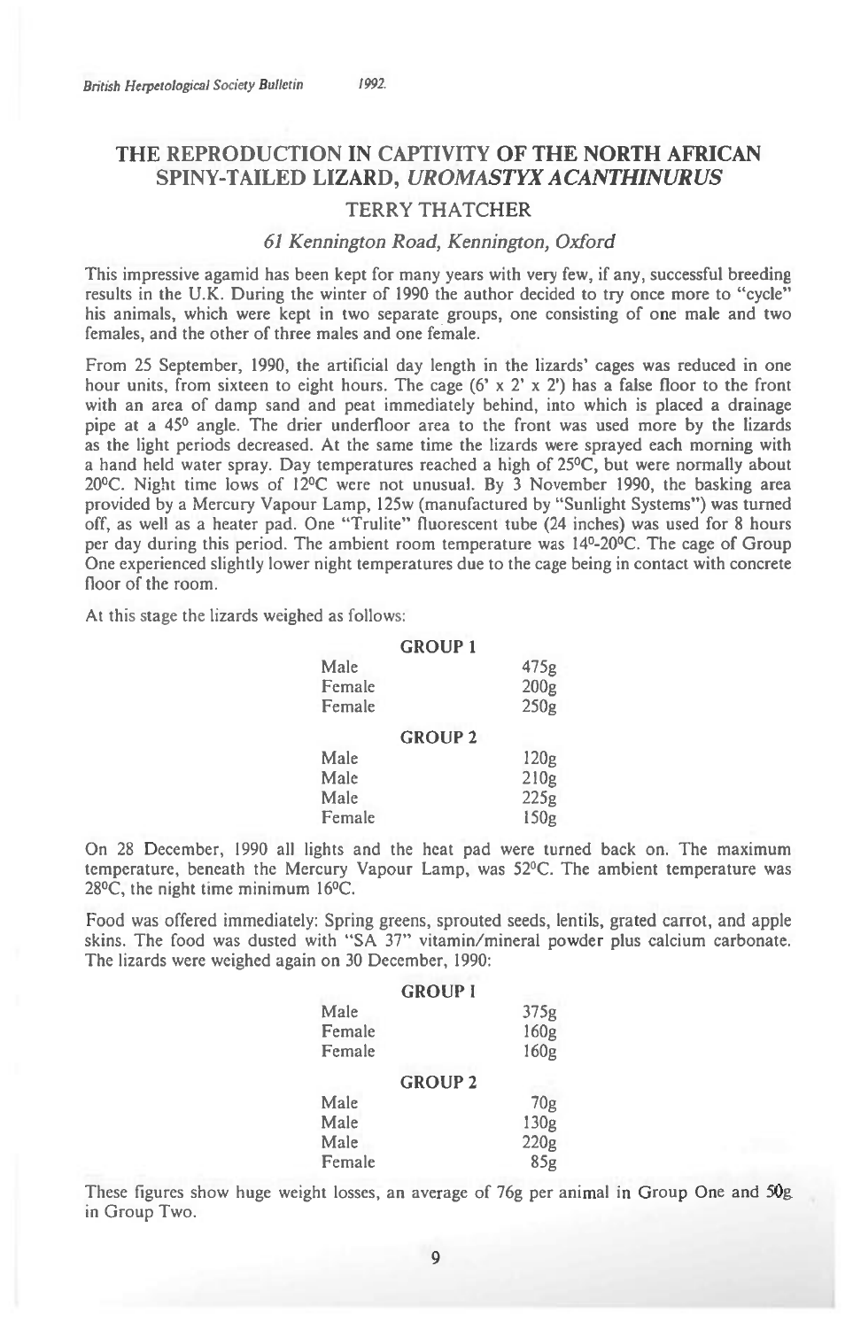# THE REPRODUCTION IN CAPTIVITY OF THE NORTH AFRICAN SPINY-TAILED LIZARD, *UROMASTYX ACANTHINURUS*

## TERRY THATCHER

*61 Kennington Road, Kennington, Oxford*

This impressive agamid has been kept for many years with very few, if any, successful breeding results in the U.K. During the winter of 1990 the author decided to try once more to "cycle" his animals, which were kept in two separate groups, one consisting of one male and two females, and the other of three males and one female.

From 25 September, 1990, the artificial day length in the lizards' cages was reduced in one hour units, from sixteen to eight hours. The cage (6' x 2' x 2') has a false floor to the front with an area of damp sand and peat immediately behind, into which is placed a drainage pipe at a 45° angle. The drier underfloor area to the front was used more by the lizards as the light periods decreased. At the same time the lizards were sprayed each morning with a hand held water spray. Day temperatures reached a high of 25°C, but were normally about 20°C. Night time lows of 12°C were not unusual. By 3 November 1990, the basking area provided by a Mercury Vapour Lamp, 125w (manufactured by "Sunlight Systems") was turned off, as well as a heater pad. One "Trulite" fluorescent tube (24 inches) was used for 8 hours per day during this period. The ambient room temperature was 14°-20°C. The cage of Group One experienced slightly lower night temperatures due to the cage being in contact with concrete floor of the room.

At this stage the lizards weighed as follows:

| GROUP 1 | |
|---|---|
| Male | 475g |
| Female | 200g |
| Female | 250g |
| **GROUP 2** | |
| Male | 120g |
| Male | 210g |
| Male | 225g |
| Female | 150g |

On 28 December, 1990 all lights and the heat pad were turned back on. The maximum temperature, beneath the Mercury Vapour Lamp, was 52°C. The ambient temperature was 28°C, the night time minimum 16°C.

Food was offered immediately: Spring greens, sprouted seeds, lentils, grated carrot, and apple skins. The food was dusted with "SA 37" vitamin/mineral powder plus calcium carbonate. The lizards were weighed again on 30 December, 1990:

| GROUP I | |
|---|---|
| Male | 375g |
| Female | 160g |
| Female | 160g |
| **GROUP 2** | |
| Male | 70g |
| Male | 130g |
| Male | 220g |
| Female | 85g |

These figures show huge weight losses, an average of 76g per animal in Group One and 50g in Group Two.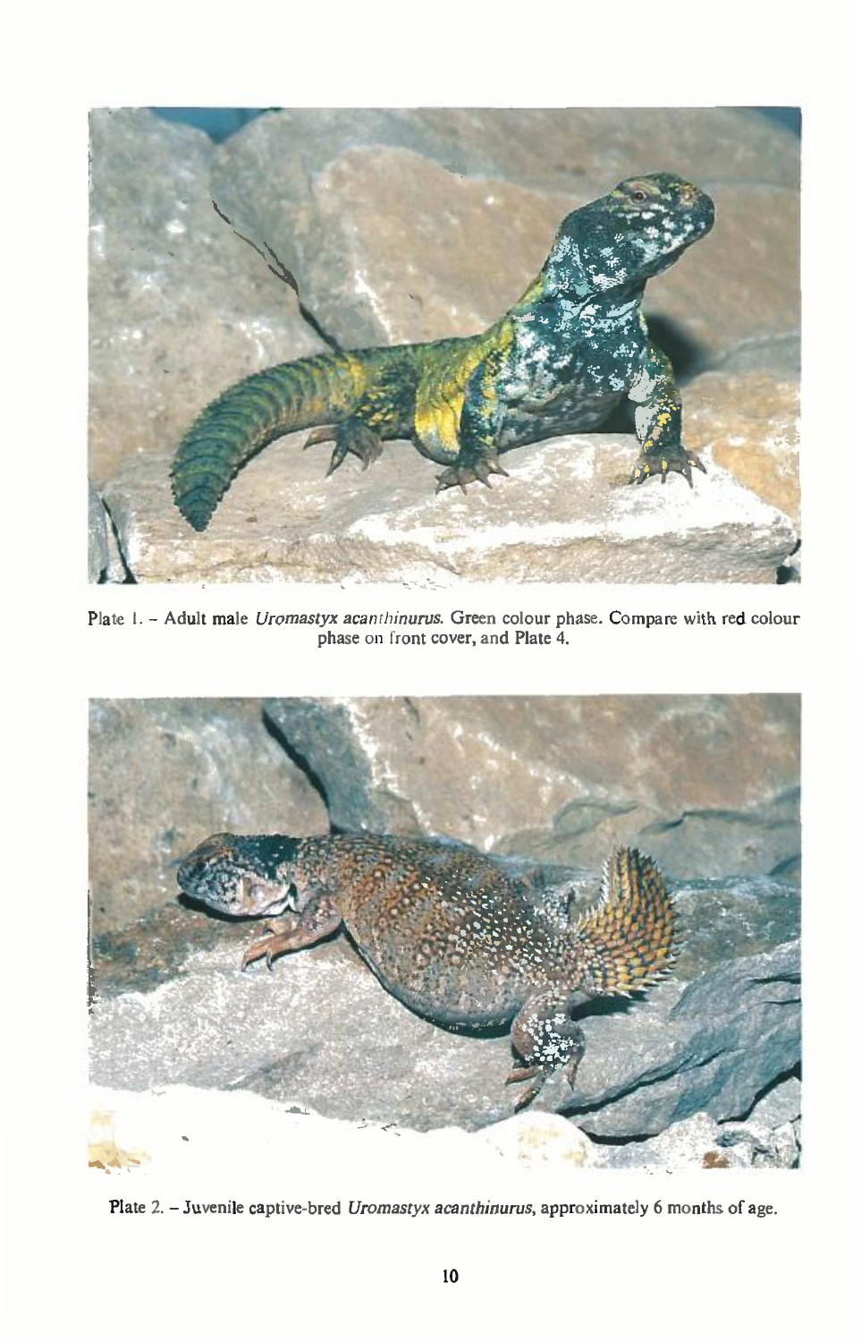Plate 1. – Adult male *Uromastyx acanthinurus*. Green colour phase. Compare with red colour phase on front cover, and Plate 4.

Plate 2. – Juvenile captive-bred *Uromastyx acanthinurus*, approximately 6 months of age.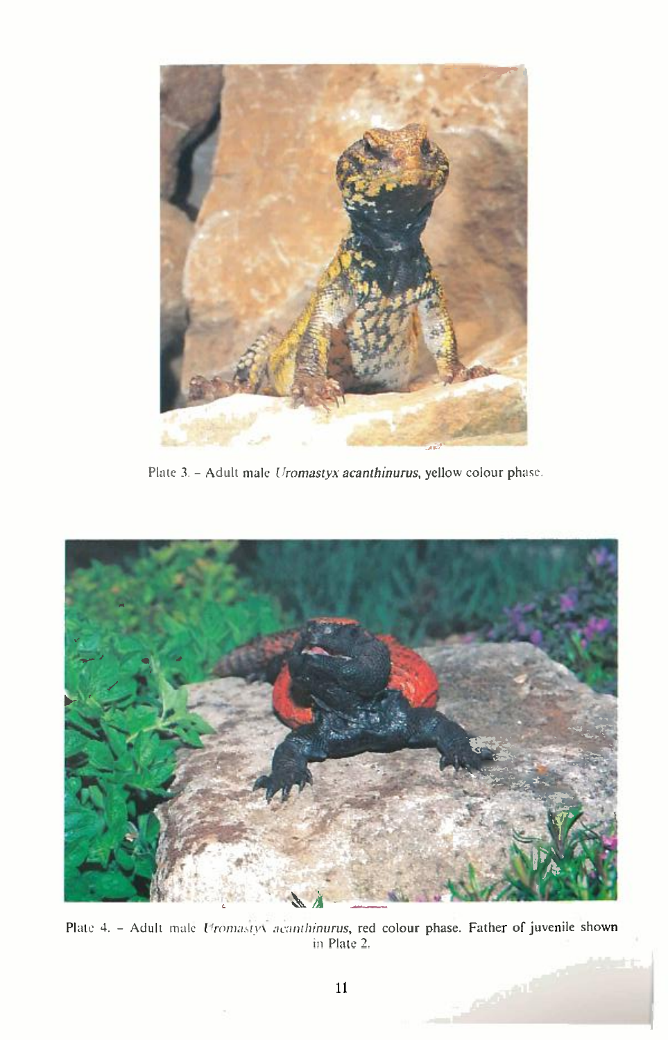Plate 3. – Adult male *Uromastyx acanthinurus*, yellow colour phase.

Plate 4. – Adult male *Uromastyx acanthinurus*, red colour phase. Father of juvenile shown in Plate 2.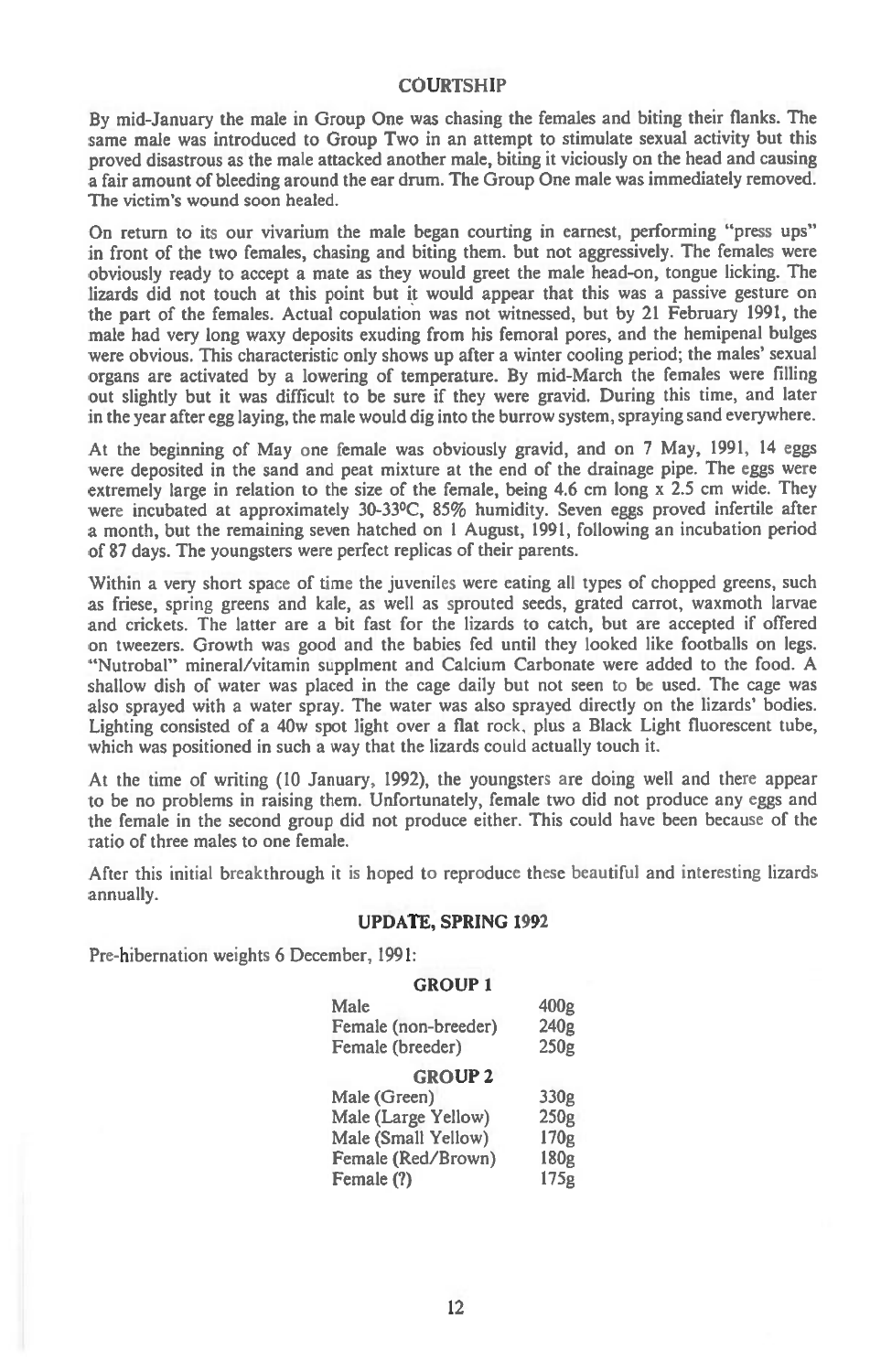## COURTSHIP

By mid-January the male in Group One was chasing the females and biting their flanks. The same male was introduced to Group Two in an attempt to stimulate sexual activity but this proved disastrous as the male attacked another male, biting it viciously on the head and causing a fair amount of bleeding around the ear drum. The Group One male was immediately removed. The victim's wound soon healed.

On return to its our vivarium the male began courting in earnest, performing "press ups" in front of the two females, chasing and biting them. but not aggressively. The females were obviously ready to accept a mate as they would greet the male head-on, tongue licking. The lizards did not touch at this point but it would appear that this was a passive gesture on the part of the females. Actual copulation was not witnessed, but by 21 February 1991, the male had very long waxy deposits exuding from his femoral pores, and the hemipenal bulges were obvious. This characteristic only shows up after a winter cooling period; the males' sexual organs are activated by a lowering of temperature. By mid-March the females were filling out slightly but it was difficult to be sure if they were gravid. During this time, and later in the year after egg laying, the male would dig into the burrow system, spraying sand everywhere.

At the beginning of May one female was obviously gravid, and on 7 May, 1991, 14 eggs were deposited in the sand and peat mixture at the end of the drainage pipe. The eggs were extremely large in relation to the size of the female, being 4.6 cm long x 2.5 cm wide. They were incubated at approximately 30-33ºC, 85% humidity. Seven eggs proved infertile after a month, but the remaining seven hatched on 1 August, 1991, following an incubation period of 87 days. The youngsters were perfect replicas of their parents.

Within a very short space of time the juveniles were eating all types of chopped greens, such as friese, spring greens and kale, as well as sprouted seeds, grated carrot, waxmoth larvae and crickets. The latter are a bit fast for the lizards to catch, but are accepted if offered on tweezers. Growth was good and the babies fed until they looked like footballs on legs. "Nutrobal" mineral/vitamin supplment and Calcium Carbonate were added to the food. A shallow dish of water was placed in the cage daily but not seen to be used. The cage was also sprayed with a water spray. The water was also sprayed directly on the lizards' bodies. Lighting consisted of a 40w spot light over a flat rock, plus a Black Light fluorescent tube, which was positioned in such a way that the lizards could actually touch it.

At the time of writing (10 January, 1992), the youngsters are doing well and there appear to be no problems in raising them. Unfortunately, female two did not produce any eggs and the female in the second group did not produce either. This could have been because of the ratio of three males to one female.

After this initial breakthrough it is hoped to reproduce these beautiful and interesting lizards annually.

## UPDATE, SPRING 1992

Pre-hibernation weights 6 December, 1991:

| GROUP 1 | |
|---|---|
| Male | 400g |
| Female (non-breeder) | 240g |
| Female (breeder) | 250g |
| **GROUP 2** | |
| Male (Green) | 330g |
| Male (Large Yellow) | 250g |
| Male (Small Yellow) | 170g |
| Female (Red/Brown) | 180g |
| Female (?) | 175g |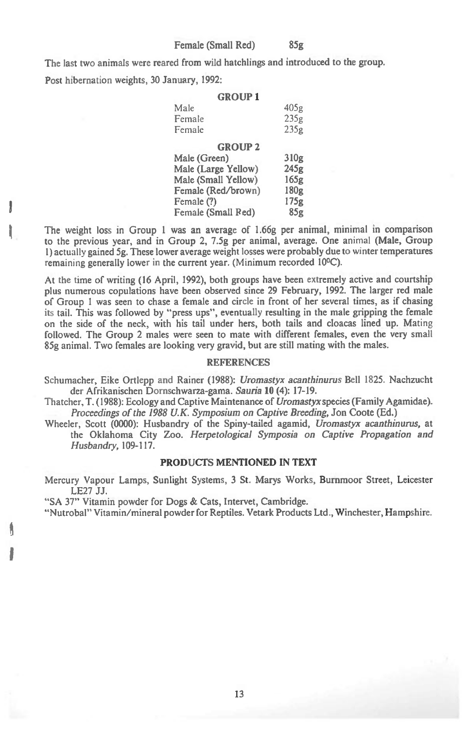| | |
|---|---|
| Female (Small Red) | 85g |

The last two animals were reared from wild hatchlings and introduced to the group.

Post hibernation weights, 30 January, 1992:

| **GROUP 1** | |
|---|---|
| Male | 405g |
| Female | 235g |
| Female | 235g |
| **GROUP 2** | |
| Male (Green) | 310g |
| Male (Large Yellow) | 245g |
| Male (Small Yellow) | 165g |
| Female (Red/brown) | 180g |
| Female (?) | 175g |
| Female (Small Red) | 85g |

The weight loss in Group 1 was an average of 1.66g per animal, minimal in comparison to the previous year, and in Group 2, 7.5g per animal, average. One animal (Male, Group 1) actually gained 5g. These lower average weight losses were probably due to winter temperatures remaining generally lower in the current year. (Minimum recorded 10°C).

At the time of writing (16 April, 1992), both groups have been extremely active and courtship plus numerous copulations have been observed since 29 February, 1992. The larger red male of Group 1 was seen to chase a female and circle in front of her several times, as if chasing its tail. This was followed by "press ups", eventually resulting in the male gripping the female on the side of the neck, with his tail under hers, both tails and cloacas lined up. Mating followed. The Group 2 males were seen to mate with different females, even the very small 85g animal. Two females are looking very gravid, but are still mating with the males.

## REFERENCES

Schumacher, Eike Ortlepp and Rainer (1988): *Uromastyx acanthinurus* Bell 1825. Nachzucht der Afrikanischen Dornschwarza-gama. *Sauria* **10** (4): 17-19.

Thatcher, T. (1988): Ecology and Captive Maintenance of *Uromastyx* species (Family Agamidae). *Proceedings of the 1988 U.K. Symposium on Captive Breeding*, Jon Coote (Ed.)

Wheeler, Scott (0000): Husbandry of the Spiny-tailed agamid, *Uromastyx acanthinurus*, at the Oklahoma City Zoo. *Herpetological Symposia on Captive Propagation and Husbandry*, 109-117.

## PRODUCTS MENTIONED IN TEXT

Mercury Vapour Lamps, Sunlight Systems, 3 St. Marys Works, Burnmoor Street, Leicester LE27 JJ.

"SA 37" Vitamin powder for Dogs & Cats, Intervet, Cambridge.

"Nutrobal" Vitamin/mineral powder for Reptiles. Vetark Products Ltd., Winchester, Hampshire.